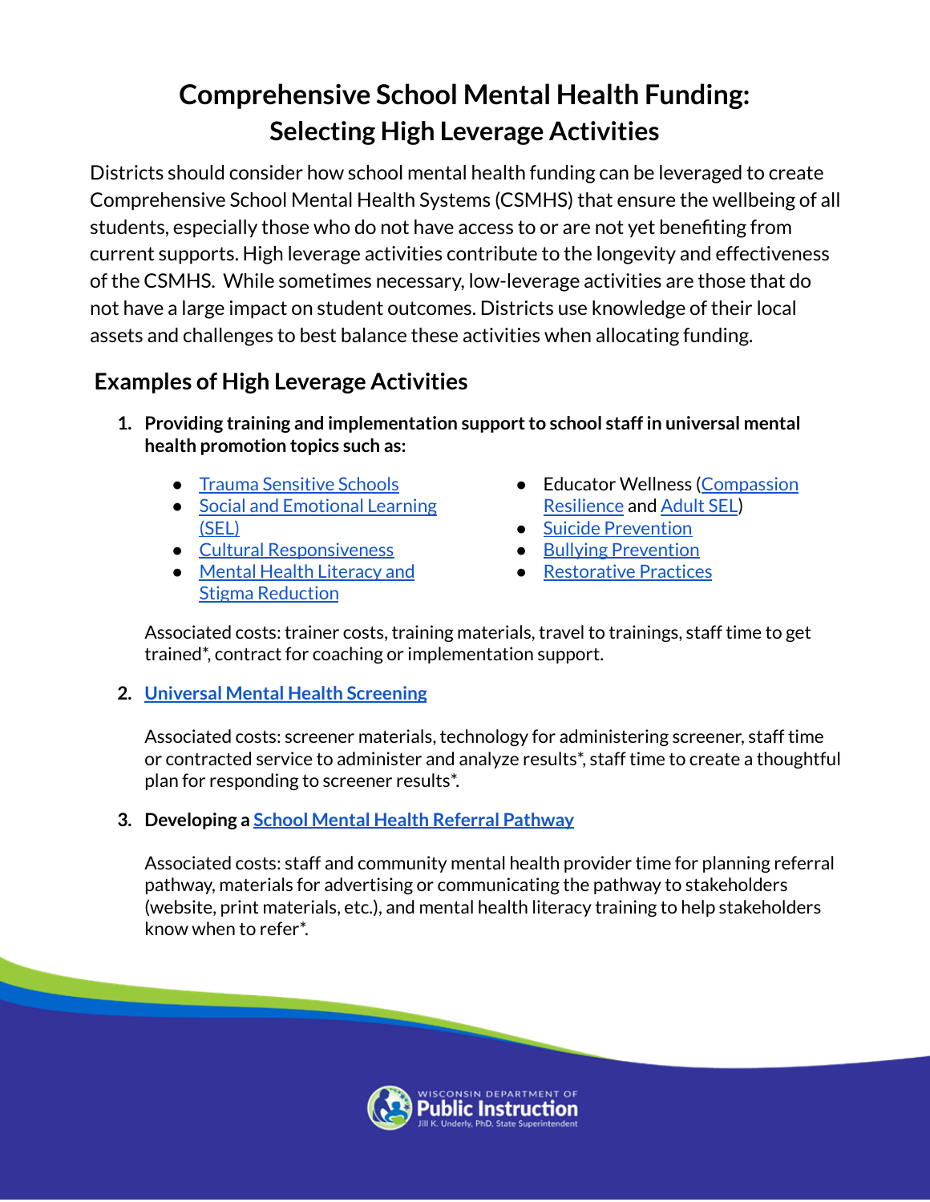# Comprehensive School Mental Health Funding: Selecting High Leverage Activities

Districts should consider how school mental health funding can be leveraged to create Comprehensive School Mental Health Systems (CSMHS) that ensure the wellbeing of all students, especially those who do not have access to or are not yet benefiting from current supports. High leverage activities contribute to the longevity and effectiveness of the CSMHS. While sometimes necessary, low-leverage activities are those that do not have a large impact on student outcomes. Districts use knowledge of their local assets and challenges to best balance these activities when allocating funding.

## Examples of High Leverage Activities

1. **Providing training and implementation support to school staff in universal mental health promotion topics such as:**

   - Trauma Sensitive Schools
   - Social and Emotional Learning (SEL)
   - Cultural Responsiveness
   - Mental Health Literacy and Stigma Reduction
   - Educator Wellness (Compassion Resilience and Adult SEL)
   - Suicide Prevention
   - Bullying Prevention
   - Restorative Practices

   Associated costs: trainer costs, training materials, travel to trainings, staff time to get trained*, contract for coaching or implementation support.

2. **Universal Mental Health Screening**

   Associated costs: screener materials, technology for administering screener, staff time or contracted service to administer and analyze results*, staff time to create a thoughtful plan for responding to screener results*.

3. **Developing a School Mental Health Referral Pathway**

   Associated costs: staff and community mental health provider time for planning referral pathway, materials for advertising or communicating the pathway to stakeholders (website, print materials, etc.), and mental health literacy training to help stakeholders know when to refer*.

Wisconsin Department of Public Instruction
Jill K. Underly, PhD, State Superintendent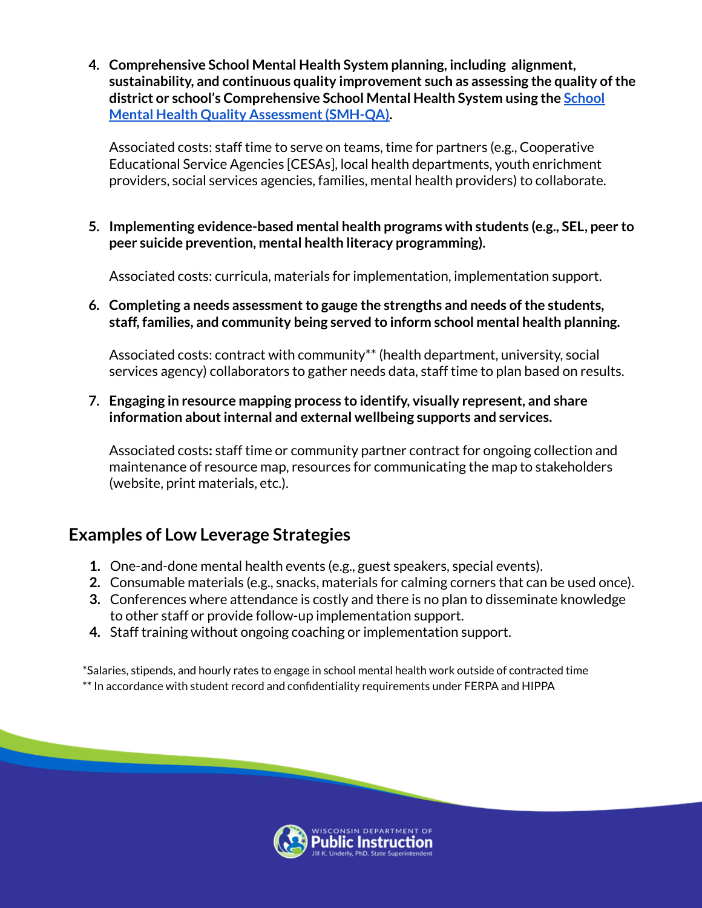4. **Comprehensive School Mental Health System planning, including alignment, sustainability, and continuous quality improvement such as assessing the quality of the district or school's Comprehensive School Mental Health System using the [School Mental Health Quality Assessment (SMH-QA)](#).**

   Associated costs: staff time to serve on teams, time for partners (e.g., Cooperative Educational Service Agencies [CESAs], local health departments, youth enrichment providers, social services agencies, families, mental health providers) to collaborate.

5. **Implementing evidence-based mental health programs with students (e.g., SEL, peer to peer suicide prevention, mental health literacy programming).**

   Associated costs: curricula, materials for implementation, implementation support.

6. **Completing a needs assessment to gauge the strengths and needs of the students, staff, families, and community being served to inform school mental health planning.**

   Associated costs: contract with community** (health department, university, social services agency) collaborators to gather needs data, staff time to plan based on results.

7. **Engaging in resource mapping process to identify, visually represent, and share information about internal and external wellbeing supports and services.**

   Associated costs**:** staff time or community partner contract for ongoing collection and maintenance of resource map, resources for communicating the map to stakeholders (website, print materials, etc.).

## Examples of Low Leverage Strategies

1. One-and-done mental health events (e.g., guest speakers, special events).
2. Consumable materials (e.g., snacks, materials for calming corners that can be used once).
3. Conferences where attendance is costly and there is no plan to disseminate knowledge to other staff or provide follow-up implementation support.
4. Staff training without ongoing coaching or implementation support.

*Salaries, stipends, and hourly rates to engage in school mental health work outside of contracted time

** In accordance with student record and confidentiality requirements under FERPA and HIPPA

WISCONSIN DEPARTMENT OF Public Instruction
Jill K. Underly, PhD, State Superintendent